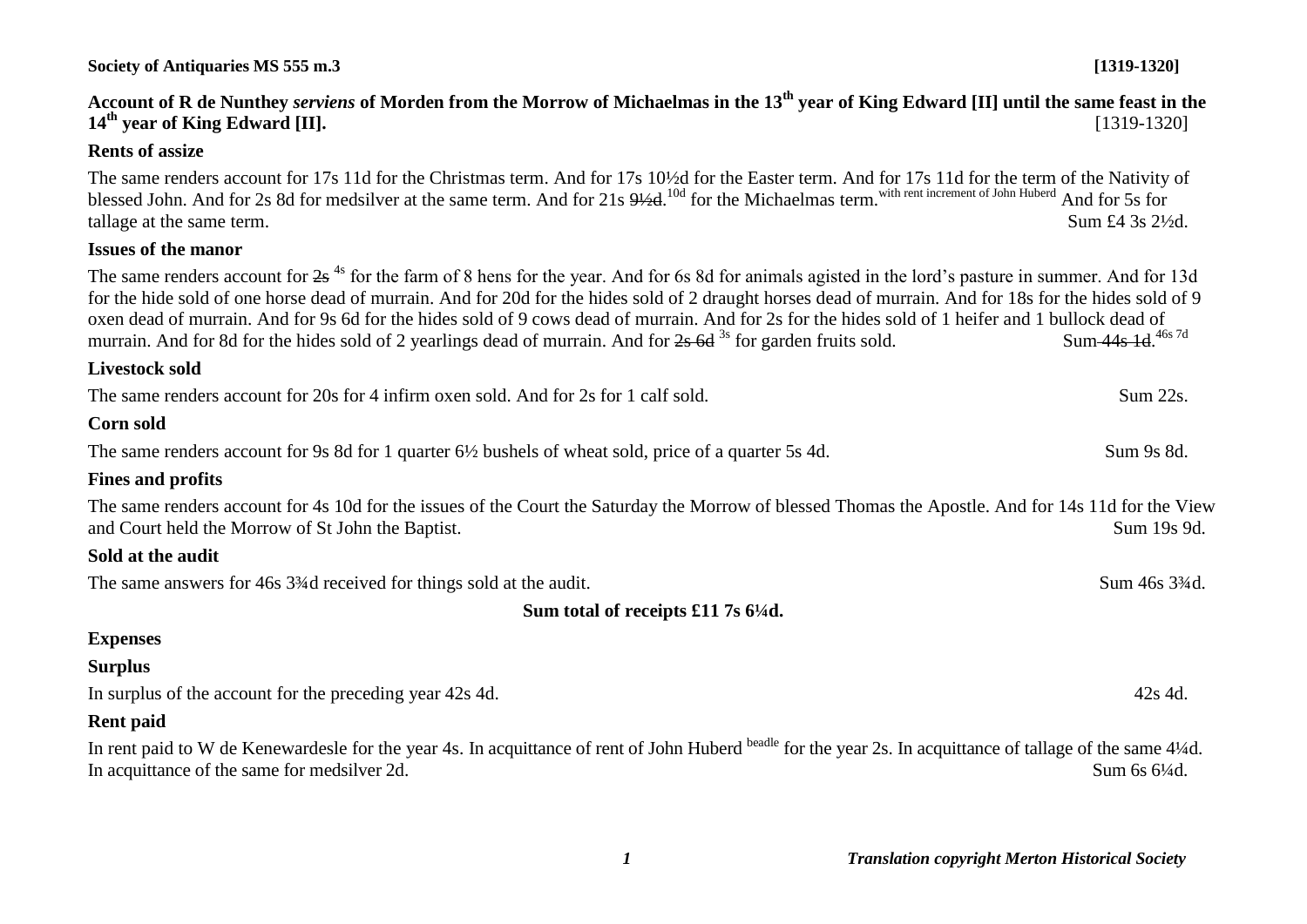**Society of Antiquaries MS 555 m.3** **[1319-1320]**

# Account of R de Nunthey *serviens* of Morden from the Morrow of Michaelmas in the 13th year of King Edward [II] until the same feast in the 14th year of King Edward [II]. [1319-1320]

## Rents of assize

The same renders account for 17s 11d for the Christmas term. And for 17s 10½d for the Easter term. And for 17s 11d for the term of the Nativity of blessed John. And for 2s 8d for medsilver at the same term. And for 21s ~~9½d~~.[10d] for the Michaelmas term.[with rent increment of John Huberd] And for 5s for tallage at the same term. Sum £4 3s 2½d.

## Issues of the manor

The same renders account for ~~2s~~ [4s] for the farm of 8 hens for the year. And for 6s 8d for animals agisted in the lord's pasture in summer. And for 13d for the hide sold of one horse dead of murrain. And for 20d for the hides sold of 2 draught horses dead of murrain. And for 18s for the hides sold of 9 oxen dead of murrain. And for 9s 6d for the hides sold of 9 cows dead of murrain. And for 2s for the hides sold of 1 heifer and 1 bullock dead of murrain. And for 8d for the hides sold of 2 yearlings dead of murrain. And for ~~2s 6d~~ [3s] for garden fruits sold. Sum ~~44s 1d~~.[46s 7d]

## Livestock sold

The same renders account for 20s for 4 infirm oxen sold. And for 2s for 1 calf sold. Sum 22s.

## Corn sold

The same renders account for 9s 8d for 1 quarter 6½ bushels of wheat sold, price of a quarter 5s 4d. Sum 9s 8d.

## Fines and profits

The same renders account for 4s 10d for the issues of the Court the Saturday the Morrow of blessed Thomas the Apostle. And for 14s 11d for the View and Court held the Morrow of St John the Baptist. Sum 19s 9d.

## Sold at the audit

The same answers for 46s 3¾d received for things sold at the audit. Sum 46s 3¾d.

**Sum total of receipts £11 7s 6¼d.**

## Expenses

## Surplus

In surplus of the account for the preceding year 42s 4d. 42s 4d.

## Rent paid

In rent paid to W de Kenewardesle for the year 4s. In acquittance of rent of John Huberd [beadle] for the year 2s. In acquittance of tallage of the same 4¼d. In acquittance of the same for medsilver 2d. Sum 6s 6¼d.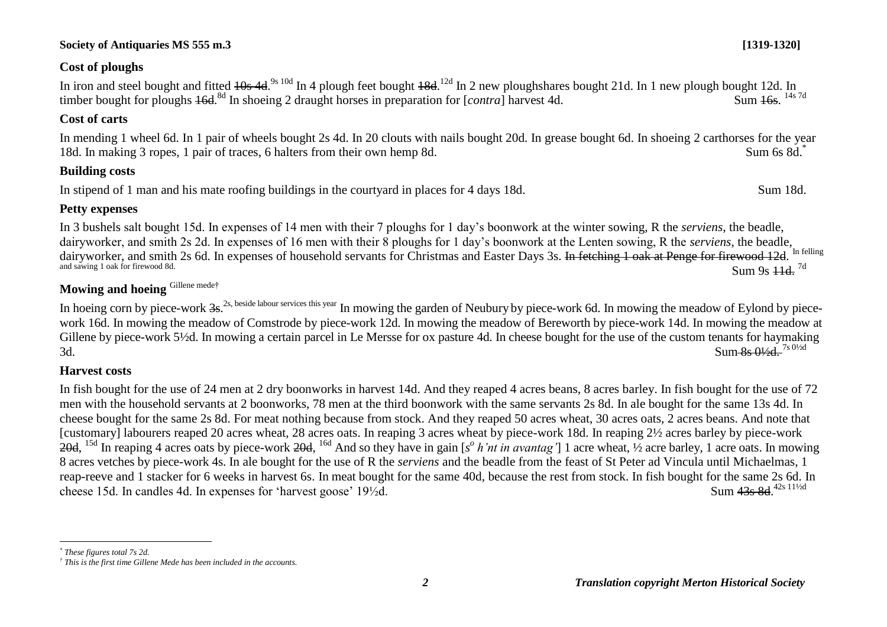**Society of Antiquaries MS 555 m.3** **[1319-1320]**

### Cost of ploughs

In iron and steel bought and fitted ~~10s 4d~~.[9s 10d] In 4 plough feet bought ~~18d~~.[12d] In 2 new ploughshares bought 21d. In 1 new plough bought 12d. In timber bought for ploughs ~~16d~~.[8d] In shoeing 2 draught horses in preparation for [*contra*] harvest 4d. Sum ~~16s~~. [14s 7d]

### Cost of carts

In mending 1 wheel 6d. In 1 pair of wheels bought 2s 4d. In 20 clouts with nails bought 20d. In grease bought 6d. In shoeing 2 carthorses for the year 18d. In making 3 ropes, 1 pair of traces, 6 halters from their own hemp 8d. Sum 6s 8d.[*]

### Building costs

In stipend of 1 man and his mate roofing buildings in the courtyard in places for 4 days 18d. Sum 18d.

### Petty expenses

In 3 bushels salt bought 15d. In expenses of 14 men with their 7 ploughs for 1 day's boonwork at the winter sowing, R the *serviens*, the beadle, dairyworker, and smith 2s 2d. In expenses of 16 men with their 8 ploughs for 1 day's boonwork at the Lenten sowing, R the *serviens*, the beadle, dairyworker, and smith 2s 6d. In expenses of household servants for Christmas and Easter Days 3s. ~~In fetching 1 oak at Penge for firewood 12d~~. [In felling and sawing 1 oak for firewood 8d.] Sum 9s ~~11d~~. [7d]

### Mowing and hoeing [Gillene mede†]

In hoeing corn by piece-work ~~3s~~.[2s, beside labour services this year] In mowing the garden of Neubury by piece-work 6d. In mowing the meadow of Eylond by piece-work 16d. In mowing the meadow of Comstrode by piece-work 12d. In mowing the meadow of Bereworth by piece-work 14d. In mowing the meadow at Gillene by piece-work 5½d. In mowing a certain parcel in Le Mersse for ox pasture 4d. In cheese bought for the use of the custom tenants for haymaking 3d. Sum ~~8s 0½d~~. [7s 0½d]

### Harvest costs

In fish bought for the use of 24 men at 2 dry boonworks in harvest 14d. And they reaped 4 acres beans, 8 acres barley. In fish bought for the use of 72 men with the household servants at 2 boonworks, 78 men at the third boonwork with the same servants 2s 8d. In ale bought for the same 13s 4d. In cheese bought for the same 2s 8d. For meat nothing because from stock. And they reaped 50 acres wheat, 30 acres oats, 2 acres beans. And note that [customary] labourers reaped 20 acres wheat, 28 acres oats. In reaping 3 acres wheat by piece-work 18d. In reaping 2½ acres barley by piece-work ~~20d~~, [15d] In reaping 4 acres oats by piece-work ~~20d~~, [16d] And so they have in gain [*s° h'nt in avantag'*] 1 acre wheat, ½ acre barley, 1 acre oats. In mowing 8 acres vetches by piece-work 4s. In ale bought for the use of R the *serviens* and the beadle from the feast of St Peter ad Vincula until Michaelmas, 1 reap-reeve and 1 stacker for 6 weeks in harvest 6s. In meat bought for the same 40d, because the rest from stock. In fish bought for the same 2s 6d. In cheese 15d. In candles 4d. In expenses for 'harvest goose' 19½d. Sum ~~43s 8d~~. [42s 11½d]

---

[*] *These figures total 7s 2d.*

[†] *This is the first time Gillene Mede has been included in the accounts.*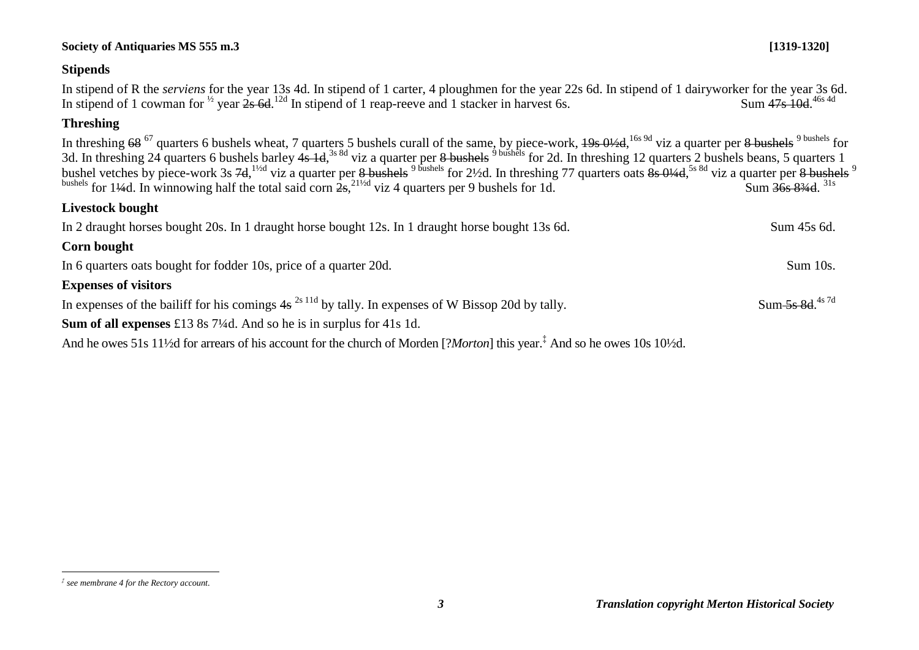**Society of Antiquaries MS 555 m.3** **[1319-1320]**

## Stipends

In stipend of R the *serviens* for the year 13s 4d. In stipend of 1 carter, 4 ploughmen for the year 22s 6d. In stipend of 1 dairyworker for the year 3s 6d. In stipend of 1 cowman for ½ year ~~2s 6d~~.[12d] In stipend of 1 reap-reeve and 1 stacker in harvest 6s. Sum ~~47s 10d~~.[46s 4d]

## Threshing

In threshing ~~68~~ [67] quarters 6 bushels wheat, 7 quarters 5 bushels curall of the same, by piece-work, ~~19s 0½d~~,[16s 9d] viz a quarter per ~~8 bushels~~ [9 bushels] for 3d. In threshing 24 quarters 6 bushels barley ~~4s 1d~~,[3s 8d] viz a quarter per ~~8 bushels~~ [9 bushels] for 2d. In threshing 12 quarters 2 bushels beans, 5 quarters 1 bushel vetches by piece-work 3s ~~7d~~,[1½d] viz a quarter per ~~8 bushels~~ [9 bushels] for 2½d. In threshing 77 quarters oats ~~8s 0¼d~~,[5s 8d] viz a quarter per ~~8 bushels~~ [9 bushels] for 1¼d. In winnowing half the total said corn ~~2s~~,[21½d] viz 4 quarters per 9 bushels for 1d. Sum ~~36s 8¾d~~. [31s]

## Livestock bought

In 2 draught horses bought 20s. In 1 draught horse bought 12s. In 1 draught horse bought 13s 6d. Sum 45s 6d.

## Corn bought

In 6 quarters oats bought for fodder 10s, price of a quarter 20d. Sum 10s.

## Expenses of visitors

In expenses of the bailiff for his comings ~~4s~~ [2s 11d] by tally. In expenses of W Bissop 20d by tally. Sum ~~5s 8d~~.[4s 7d]

**Sum of all expenses** £13 8s 7¼d. And so he is in surplus for 41s 1d.

And he owes 51s 11½d for arrears of his account for the church of Morden [?*Morton*] this year.[‡] And so he owes 10s 10½d.

‡ *see membrane 4 for the Rectory account.*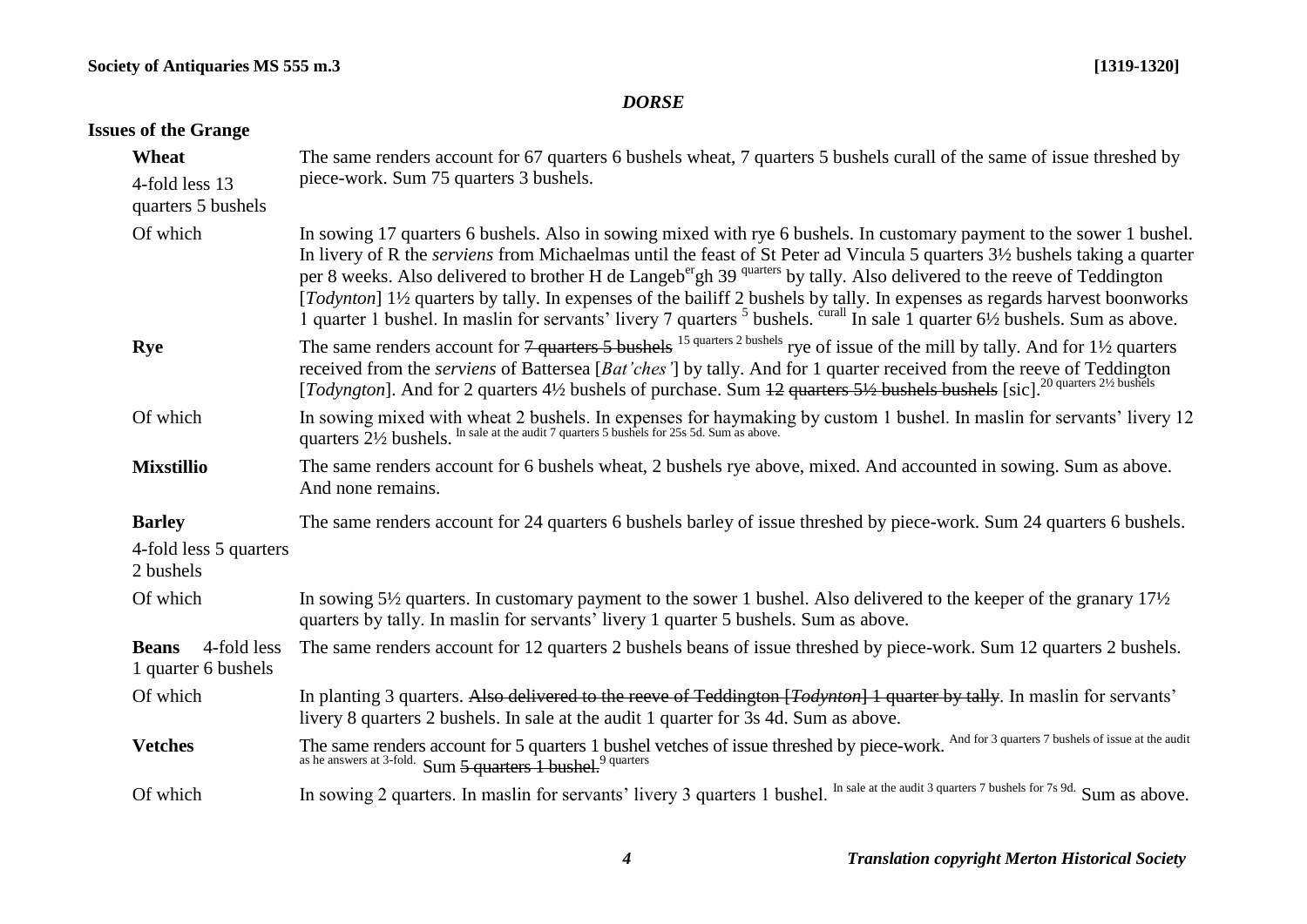## *DORSE*

### Issues of the Grange

| | |
|---|---|
| **Wheat**<br>4-fold less 13 quarters 5 bushels | The same renders account for 67 quarters 6 bushels wheat, 7 quarters 5 bushels curall of the same of issue threshed by piece-work. Sum 75 quarters 3 bushels. |
| Of which | In sowing 17 quarters 6 bushels. Also in sowing mixed with rye 6 bushels. In customary payment to the sower 1 bushel. In livery of R the *serviens* from Michaelmas until the feast of St Peter ad Vincula 5 quarters 3½ bushels taking a quarter per 8 weeks. Also delivered to brother H de Langeb[er]gh 39 [quarters] by tally. Also delivered to the reeve of Teddington [*Todynton*] 1½ quarters by tally. In expenses of the bailiff 2 bushels by tally. In expenses as regards harvest boonworks 1 quarter 1 bushel. In maslin for servants' livery 7 quarters [5] bushels. [curall] In sale 1 quarter 6½ bushels. Sum as above. |
| **Rye** | The same renders account for ~~7 quarters 5 bushels~~ [15 quarters 2 bushels] rye of issue of the mill by tally. And for 1½ quarters received from the *serviens* of Battersea [*Bat'ches'*] by tally. And for 1 quarter received from the reeve of Teddington [*Todyngton*]. And for 2 quarters 4½ bushels of purchase. Sum ~~12 quarters 5½ bushels bushels~~ [sic].[20 quarters 2½ bushels] |
| Of which | In sowing mixed with wheat 2 bushels. In expenses for haymaking by custom 1 bushel. In maslin for servants' livery 12 quarters 2½ bushels. [In sale at the audit 7 quarters 5 bushels for 25s 5d. Sum as above.] |
| **Mixstillio** | The same renders account for 6 bushels wheat, 2 bushels rye above, mixed. And accounted in sowing. Sum as above. And none remains. |
| **Barley**<br>4-fold less 5 quarters 2 bushels | The same renders account for 24 quarters 6 bushels barley of issue threshed by piece-work. Sum 24 quarters 6 bushels. |
| Of which | In sowing 5½ quarters. In customary payment to the sower 1 bushel. Also delivered to the keeper of the granary 17½ quarters by tally. In maslin for servants' livery 1 quarter 5 bushels. Sum as above. |
| **Beans** 4-fold less 1 quarter 6 bushels | The same renders account for 12 quarters 2 bushels beans of issue threshed by piece-work. Sum 12 quarters 2 bushels. |
| Of which | In planting 3 quarters. ~~Also delivered to the reeve of Teddington [*Todynton*] 1 quarter by tally.~~ In maslin for servants' livery 8 quarters 2 bushels. In sale at the audit 1 quarter for 3s 4d. Sum as above. |
| **Vetches** | The same renders account for 5 quarters 1 bushel vetches of issue threshed by piece-work. [And for 3 quarters 7 bushels of issue at the audit as he answers at 3-fold.] Sum ~~5 quarters 1 bushel.~~ [9 quarters] |
| Of which | In sowing 2 quarters. In maslin for servants' livery 3 quarters 1 bushel. [In sale at the audit 3 quarters 7 bushels for 7s 9d.] Sum as above. |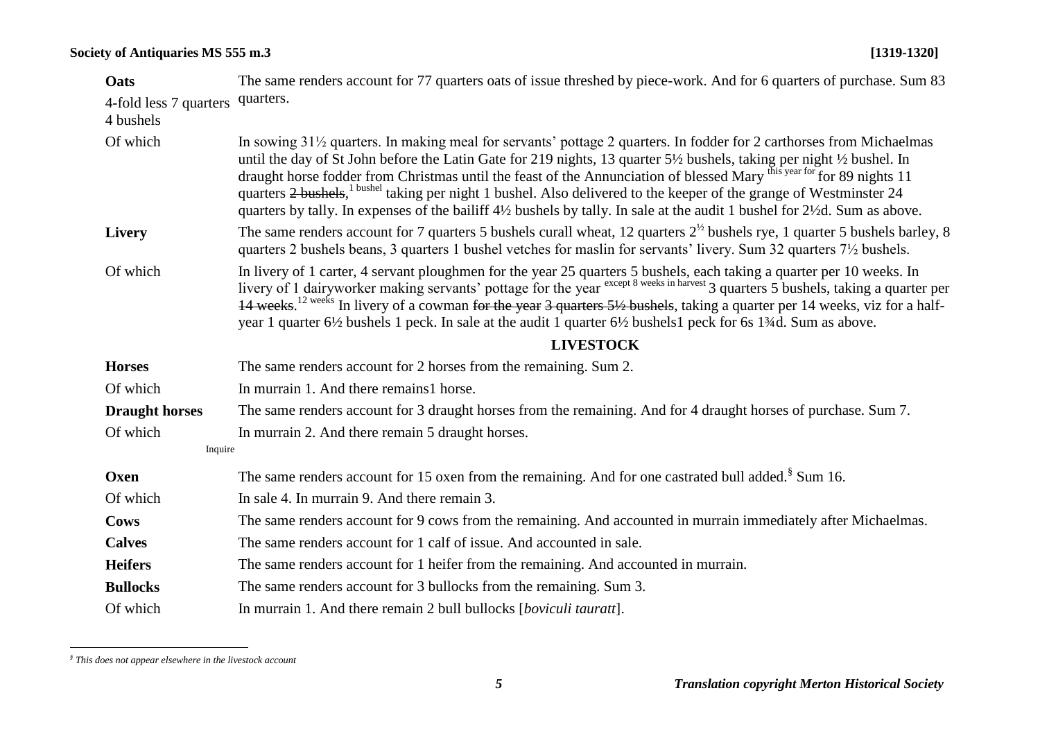| | |
|---|---|
| **Oats**<br>4-fold less 7 quarters 4 bushels | The same renders account for 77 quarters oats of issue threshed by piece-work. And for 6 quarters of purchase. Sum 83 quarters. |
| Of which | In sowing 31½ quarters. In making meal for servants' pottage 2 quarters. In fodder for 2 carthorses from Michaelmas until the day of St John before the Latin Gate for 219 nights, 13 quarter 5½ bushels, taking per night ½ bushel. In draught horse fodder from Christmas until the feast of the Annunciation of blessed Mary [this year for] for 89 nights 11 quarters ~~2 bushels~~, [1 bushel] taking per night 1 bushel. Also delivered to the keeper of the grange of Westminster 24 quarters by tally. In expenses of the bailiff 4½ bushels by tally. In sale at the audit 1 bushel for 2½d. Sum as above. |
| **Livery** | The same renders account for 7 quarters 5 bushels curall wheat, 12 quarters 2½ bushels rye, 1 quarter 5 bushels barley, 8 quarters 2 bushels beans, 3 quarters 1 bushel vetches for maslin for servants' livery. Sum 32 quarters 7½ bushels. |
| Of which | In livery of 1 carter, 4 servant ploughmen for the year 25 quarters 5 bushels, each taking a quarter per 10 weeks. In livery of 1 dairyworker making servants' pottage for the year [except 8 weeks in harvest] 3 quarters 5 bushels, taking a quarter per ~~14 weeks~~. [12 weeks] In livery of a cowman ~~for the year 3 quarters 5½ bushels~~, taking a quarter per 14 weeks, viz for a half-year 1 quarter 6½ bushels 1 peck. In sale at the audit 1 quarter 6½ bushels1 peck for 6s 1¾d. Sum as above. |

## LIVESTOCK

| | |
|---|---|
| **Horses** | The same renders account for 2 horses from the remaining. Sum 2. |
| Of which | In murrain 1. And there remains1 horse. |
| **Draught horses** | The same renders account for 3 draught horses from the remaining. And for 4 draught horses of purchase. Sum 7. |
| Of which<br>Inquire | In murrain 2. And there remain 5 draught horses. |
| **Oxen** | The same renders account for 15 oxen from the remaining. And for one castrated bull added.[§] Sum 16. |
| Of which | In sale 4. In murrain 9. And there remain 3. |
| **Cows** | The same renders account for 9 cows from the remaining. And accounted in murrain immediately after Michaelmas. |
| **Calves** | The same renders account for 1 calf of issue. And accounted in sale. |
| **Heifers** | The same renders account for 1 heifer from the remaining. And accounted in murrain. |
| **Bullocks** | The same renders account for 3 bullocks from the remaining. Sum 3. |
| Of which | In murrain 1. And there remain 2 bull bullocks [*boviculi tauratt*]. |

---

[§] *This does not appear elsewhere in the livestock account*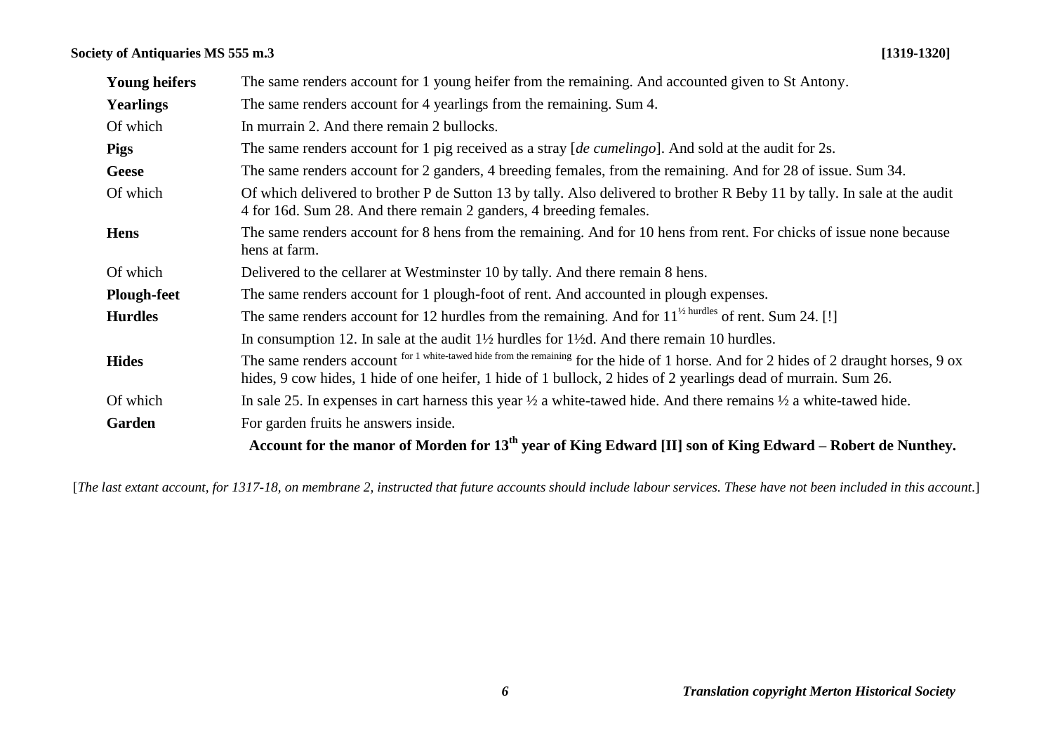| | |
|---|---|
| **Young heifers** | The same renders account for 1 young heifer from the remaining. And accounted given to St Antony. |
| **Yearlings** | The same renders account for 4 yearlings from the remaining. Sum 4. |
| Of which | In murrain 2. And there remain 2 bullocks. |
| **Pigs** | The same renders account for 1 pig received as a stray [*de cumelingo*]. And sold at the audit for 2s. |
| **Geese** | The same renders account for 2 ganders, 4 breeding females, from the remaining. And for 28 of issue. Sum 34. |
| Of which | Of which delivered to brother P de Sutton 13 by tally. Also delivered to brother R Beby 11 by tally. In sale at the audit 4 for 16d. Sum 28. And there remain 2 ganders, 4 breeding females. |
| **Hens** | The same renders account for 8 hens from the remaining. And for 10 hens from rent. For chicks of issue none because hens at farm. |
| Of which | Delivered to the cellarer at Westminster 10 by tally. And there remain 8 hens. |
| **Plough-feet** | The same renders account for 1 plough-foot of rent. And accounted in plough expenses. |
| **Hurdles** | The same renders account for 12 hurdles from the remaining. And for 11 ½ hurdles of rent. Sum 24. [!] |
| | In consumption 12. In sale at the audit 1½ hurdles for 1½d. And there remain 10 hurdles. |
| **Hides** | The same renders account for 1 white-tawed hide from the remaining for the hide of 1 horse. And for 2 hides of 2 draught horses, 9 ox hides, 9 cow hides, 1 hide of one heifer, 1 hide of 1 bullock, 2 hides of 2 yearlings dead of murrain. Sum 26. |
| Of which | In sale 25. In expenses in cart harness this year ½ a white-tawed hide. And there remains ½ a white-tawed hide. |
| **Garden** | For garden fruits he answers inside. |

**Account for the manor of Morden for 13th year of King Edward [II] son of King Edward – Robert de Nunthey.**

[*The last extant account, for 1317-18, on membrane 2, instructed that future accounts should include labour services. These have not been included in this account.*]